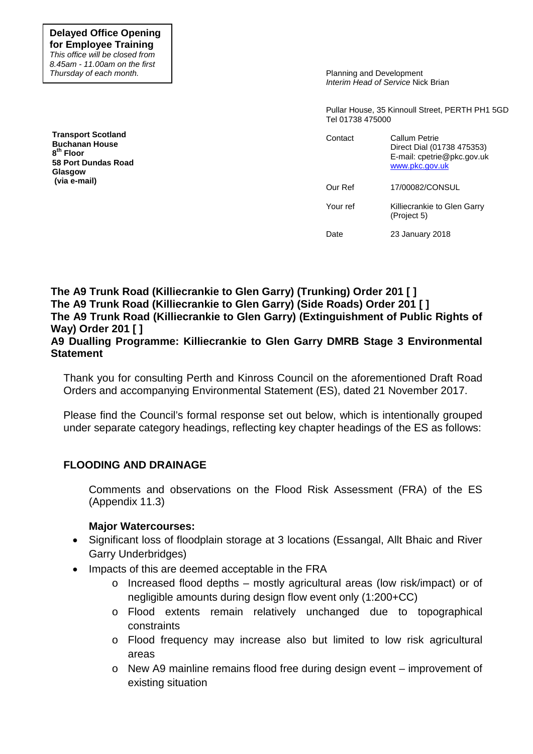**Delayed Office Opening for Employee Training**
*This office will be closed from 8.45am - 11.00am on the first Thursday of each month.*

Planning and Development
*Interim Head of Service* Nick Brian

Pullar House, 35 Kinnoull Street, PERTH PH1 5GD
Tel 01738 475000

**Transport Scotland**
**Buchanan House**
**8th Floor**
**58 Port Dundas Road**
**Glasgow**
**(via e-mail)**

| | |
|---|---|
| Contact | Callum Petrie<br>Direct Dial (01738 475353)<br>E-mail: cpetrie@pkc.gov.uk<br>www.pkc.gov.uk |
| Our Ref | 17/00082/CONSUL |
| Your ref | Killiecrankie to Glen Garry (Project 5) |
| Date | 23 January 2018 |

**The A9 Trunk Road (Killiecrankie to Glen Garry) (Trunking) Order 201 [ ]**
**The A9 Trunk Road (Killiecrankie to Glen Garry) (Side Roads) Order 201 [ ]**
**The A9 Trunk Road (Killiecrankie to Glen Garry) (Extinguishment of Public Rights of Way) Order 201 [ ]**
**A9 Dualling Programme: Killiecrankie to Glen Garry DMRB Stage 3 Environmental Statement**

Thank you for consulting Perth and Kinross Council on the aforementioned Draft Road Orders and accompanying Environmental Statement (ES), dated 21 November 2017.

Please find the Council's formal response set out below, which is intentionally grouped under separate category headings, reflecting key chapter headings of the ES as follows:

## FLOODING AND DRAINAGE

Comments and observations on the Flood Risk Assessment (FRA) of the ES (Appendix 11.3)

**Major Watercourses:**

- Significant loss of floodplain storage at 3 locations (Essangal, Allt Bhaic and River Garry Underbridges)
- Impacts of this are deemed acceptable in the FRA
  - Increased flood depths – mostly agricultural areas (low risk/impact) or of negligible amounts during design flow event only (1:200+CC)
  - Flood extents remain relatively unchanged due to topographical constraints
  - Flood frequency may increase also but limited to low risk agricultural areas
  - New A9 mainline remains flood free during design event – improvement of existing situation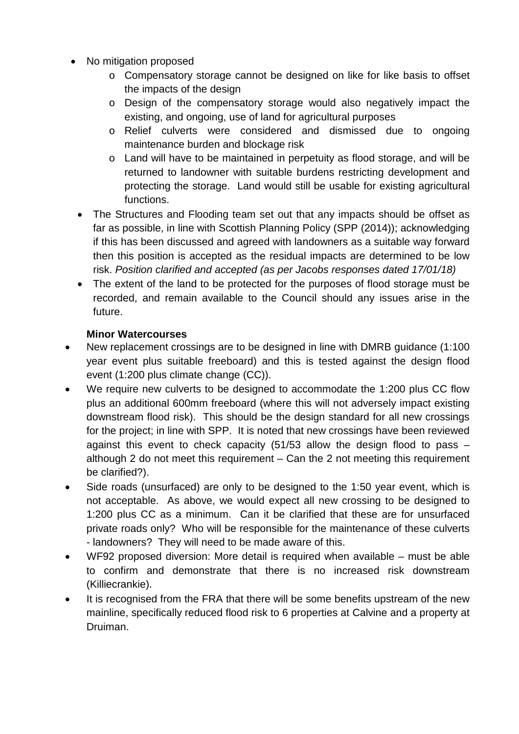- No mitigation proposed
  - Compensatory storage cannot be designed on like for like basis to offset the impacts of the design
  - Design of the compensatory storage would also negatively impact the existing, and ongoing, use of land for agricultural purposes
  - Relief culverts were considered and dismissed due to ongoing maintenance burden and blockage risk
  - Land will have to be maintained in perpetuity as flood storage, and will be returned to landowner with suitable burdens restricting development and protecting the storage. Land would still be usable for existing agricultural functions.
- The Structures and Flooding team set out that any impacts should be offset as far as possible, in line with Scottish Planning Policy (SPP (2014)); acknowledging if this has been discussed and agreed with landowners as a suitable way forward then this position is accepted as the residual impacts are determined to be low risk. *Position clarified and accepted (as per Jacobs responses dated 17/01/18)*
- The extent of the land to be protected for the purposes of flood storage must be recorded, and remain available to the Council should any issues arise in the future.

**Minor Watercourses**

- New replacement crossings are to be designed in line with DMRB guidance (1:100 year event plus suitable freeboard) and this is tested against the design flood event (1:200 plus climate change (CC)).
- We require new culverts to be designed to accommodate the 1:200 plus CC flow plus an additional 600mm freeboard (where this will not adversely impact existing downstream flood risk). This should be the design standard for all new crossings for the project; in line with SPP. It is noted that new crossings have been reviewed against this event to check capacity (51/53 allow the design flood to pass – although 2 do not meet this requirement – Can the 2 not meeting this requirement be clarified?).
- Side roads (unsurfaced) are only to be designed to the 1:50 year event, which is not acceptable. As above, we would expect all new crossing to be designed to 1:200 plus CC as a minimum. Can it be clarified that these are for unsurfaced private roads only? Who will be responsible for the maintenance of these culverts - landowners? They will need to be made aware of this.
- WF92 proposed diversion: More detail is required when available – must be able to confirm and demonstrate that there is no increased risk downstream (Killiecrankie).
- It is recognised from the FRA that there will be some benefits upstream of the new mainline, specifically reduced flood risk to 6 properties at Calvine and a property at Druiman.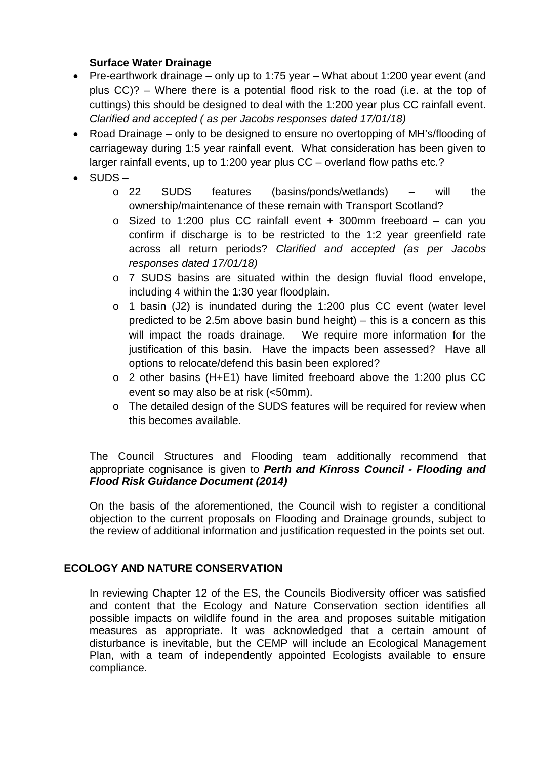**Surface Water Drainage**

- Pre-earthwork drainage – only up to 1:75 year – What about 1:200 year event (and plus CC)? – Where there is a potential flood risk to the road (i.e. at the top of cuttings) this should be designed to deal with the 1:200 year plus CC rainfall event. *Clarified and accepted ( as per Jacobs responses dated 17/01/18)*
- Road Drainage – only to be designed to ensure no overtopping of MH's/flooding of carriageway during 1:5 year rainfall event. What consideration has been given to larger rainfall events, up to 1:200 year plus CC – overland flow paths etc.?
- SUDS –
  - 22 SUDS features (basins/ponds/wetlands) – will the ownership/maintenance of these remain with Transport Scotland?
  - Sized to 1:200 plus CC rainfall event + 300mm freeboard – can you confirm if discharge is to be restricted to the 1:2 year greenfield rate across all return periods? *Clarified and accepted (as per Jacobs responses dated 17/01/18)*
  - 7 SUDS basins are situated within the design fluvial flood envelope, including 4 within the 1:30 year floodplain.
  - 1 basin (J2) is inundated during the 1:200 plus CC event (water level predicted to be 2.5m above basin bund height) – this is a concern as this will impact the roads drainage. We require more information for the justification of this basin. Have the impacts been assessed? Have all options to relocate/defend this basin been explored?
  - 2 other basins (H+E1) have limited freeboard above the 1:200 plus CC event so may also be at risk (<50mm).
  - The detailed design of the SUDS features will be required for review when this becomes available.

The Council Structures and Flooding team additionally recommend that appropriate cognisance is given to ***Perth and Kinross Council - Flooding and Flood Risk Guidance Document (2014)***

On the basis of the aforementioned, the Council wish to register a conditional objection to the current proposals on Flooding and Drainage grounds, subject to the review of additional information and justification requested in the points set out.

## ECOLOGY AND NATURE CONSERVATION

In reviewing Chapter 12 of the ES, the Councils Biodiversity officer was satisfied and content that the Ecology and Nature Conservation section identifies all possible impacts on wildlife found in the area and proposes suitable mitigation measures as appropriate. It was acknowledged that a certain amount of disturbance is inevitable, but the CEMP will include an Ecological Management Plan, with a team of independently appointed Ecologists available to ensure compliance.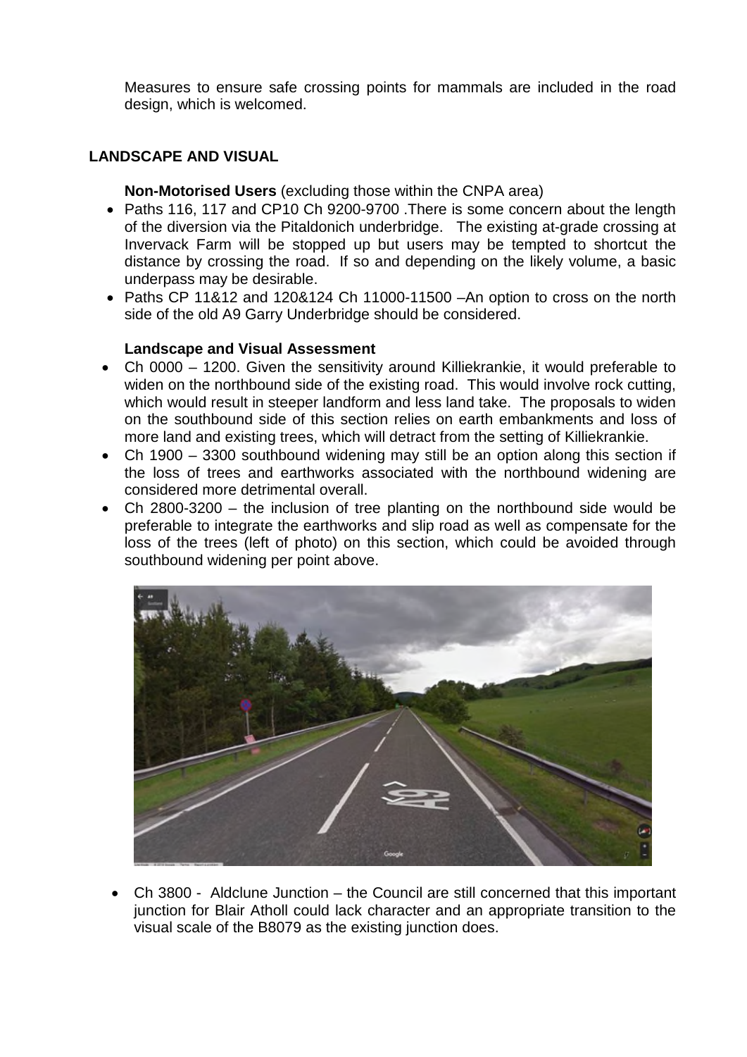Measures to ensure safe crossing points for mammals are included in the road design, which is welcomed.

## LANDSCAPE AND VISUAL

**Non-Motorised Users** (excluding those within the CNPA area)

- Paths 116, 117 and CP10 Ch 9200-9700 .There is some concern about the length of the diversion via the Pitaldonich underbridge. The existing at-grade crossing at Invervack Farm will be stopped up but users may be tempted to shortcut the distance by crossing the road. If so and depending on the likely volume, a basic underpass may be desirable.
- Paths CP 11&12 and 120&124 Ch 11000-11500 –An option to cross on the north side of the old A9 Garry Underbridge should be considered.

**Landscape and Visual Assessment**

- Ch 0000 – 1200. Given the sensitivity around Killiekrankie, it would preferable to widen on the northbound side of the existing road. This would involve rock cutting, which would result in steeper landform and less land take. The proposals to widen on the southbound side of this section relies on earth embankments and loss of more land and existing trees, which will detract from the setting of Killiekrankie.
- Ch 1900 – 3300 southbound widening may still be an option along this section if the loss of trees and earthworks associated with the northbound widening are considered more detrimental overall.
- Ch 2800-3200 – the inclusion of tree planting on the northbound side would be preferable to integrate the earthworks and slip road as well as compensate for the loss of the trees (left of photo) on this section, which could be avoided through southbound widening per point above.

- Ch 3800 - Aldclune Junction – the Council are still concerned that this important junction for Blair Atholl could lack character and an appropriate transition to the visual scale of the B8079 as the existing junction does.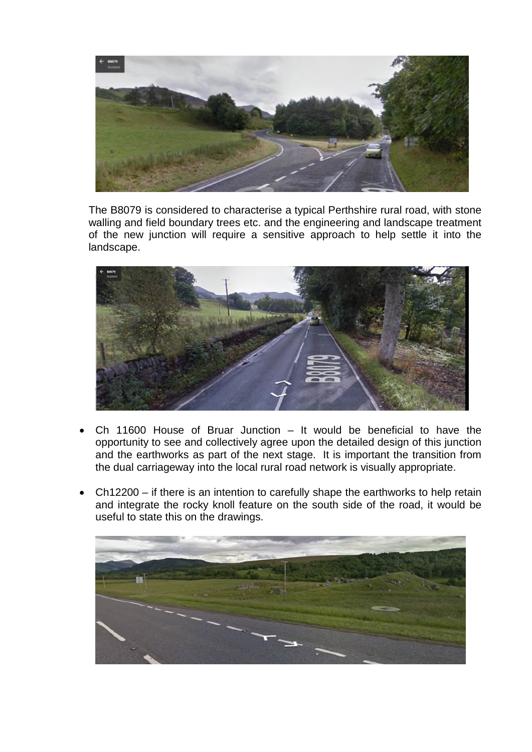The B8079 is considered to characterise a typical Perthshire rural road, with stone walling and field boundary trees etc. and the engineering and landscape treatment of the new junction will require a sensitive approach to help settle it into the landscape.

- Ch 11600 House of Bruar Junction – It would be beneficial to have the opportunity to see and collectively agree upon the detailed design of this junction and the earthworks as part of the next stage. It is important the transition from the dual carriageway into the local rural road network is visually appropriate.

- Ch12200 – if there is an intention to carefully shape the earthworks to help retain and integrate the rocky knoll feature on the south side of the road, it would be useful to state this on the drawings.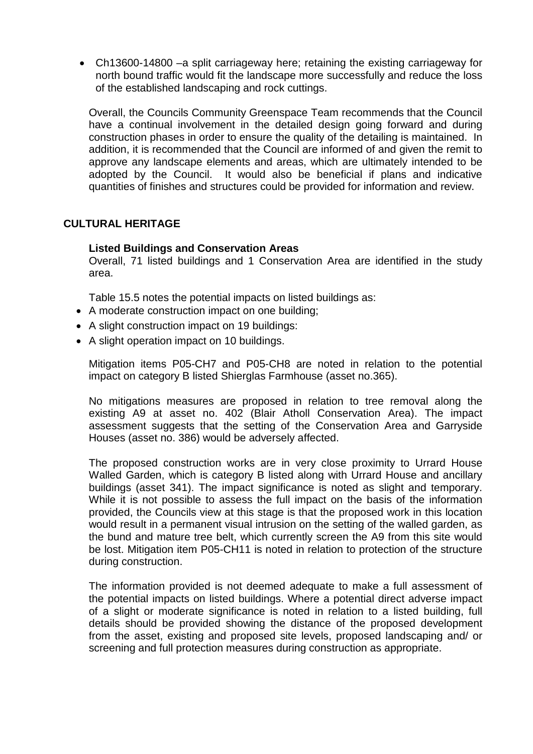- Ch13600-14800 –a split carriageway here; retaining the existing carriageway for north bound traffic would fit the landscape more successfully and reduce the loss of the established landscaping and rock cuttings.

Overall, the Councils Community Greenspace Team recommends that the Council have a continual involvement in the detailed design going forward and during construction phases in order to ensure the quality of the detailing is maintained. In addition, it is recommended that the Council are informed of and given the remit to approve any landscape elements and areas, which are ultimately intended to be adopted by the Council. It would also be beneficial if plans and indicative quantities of finishes and structures could be provided for information and review.

## CULTURAL HERITAGE

### Listed Buildings and Conservation Areas

Overall, 71 listed buildings and 1 Conservation Area are identified in the study area.

Table 15.5 notes the potential impacts on listed buildings as:

- A moderate construction impact on one building;
- A slight construction impact on 19 buildings:
- A slight operation impact on 10 buildings.

Mitigation items P05-CH7 and P05-CH8 are noted in relation to the potential impact on category B listed Shierglas Farmhouse (asset no.365).

No mitigations measures are proposed in relation to tree removal along the existing A9 at asset no. 402 (Blair Atholl Conservation Area). The impact assessment suggests that the setting of the Conservation Area and Garryside Houses (asset no. 386) would be adversely affected.

The proposed construction works are in very close proximity to Urrard House Walled Garden, which is category B listed along with Urrard House and ancillary buildings (asset 341). The impact significance is noted as slight and temporary. While it is not possible to assess the full impact on the basis of the information provided, the Councils view at this stage is that the proposed work in this location would result in a permanent visual intrusion on the setting of the walled garden, as the bund and mature tree belt, which currently screen the A9 from this site would be lost. Mitigation item P05-CH11 is noted in relation to protection of the structure during construction.

The information provided is not deemed adequate to make a full assessment of the potential impacts on listed buildings. Where a potential direct adverse impact of a slight or moderate significance is noted in relation to a listed building, full details should be provided showing the distance of the proposed development from the asset, existing and proposed site levels, proposed landscaping and/ or screening and full protection measures during construction as appropriate.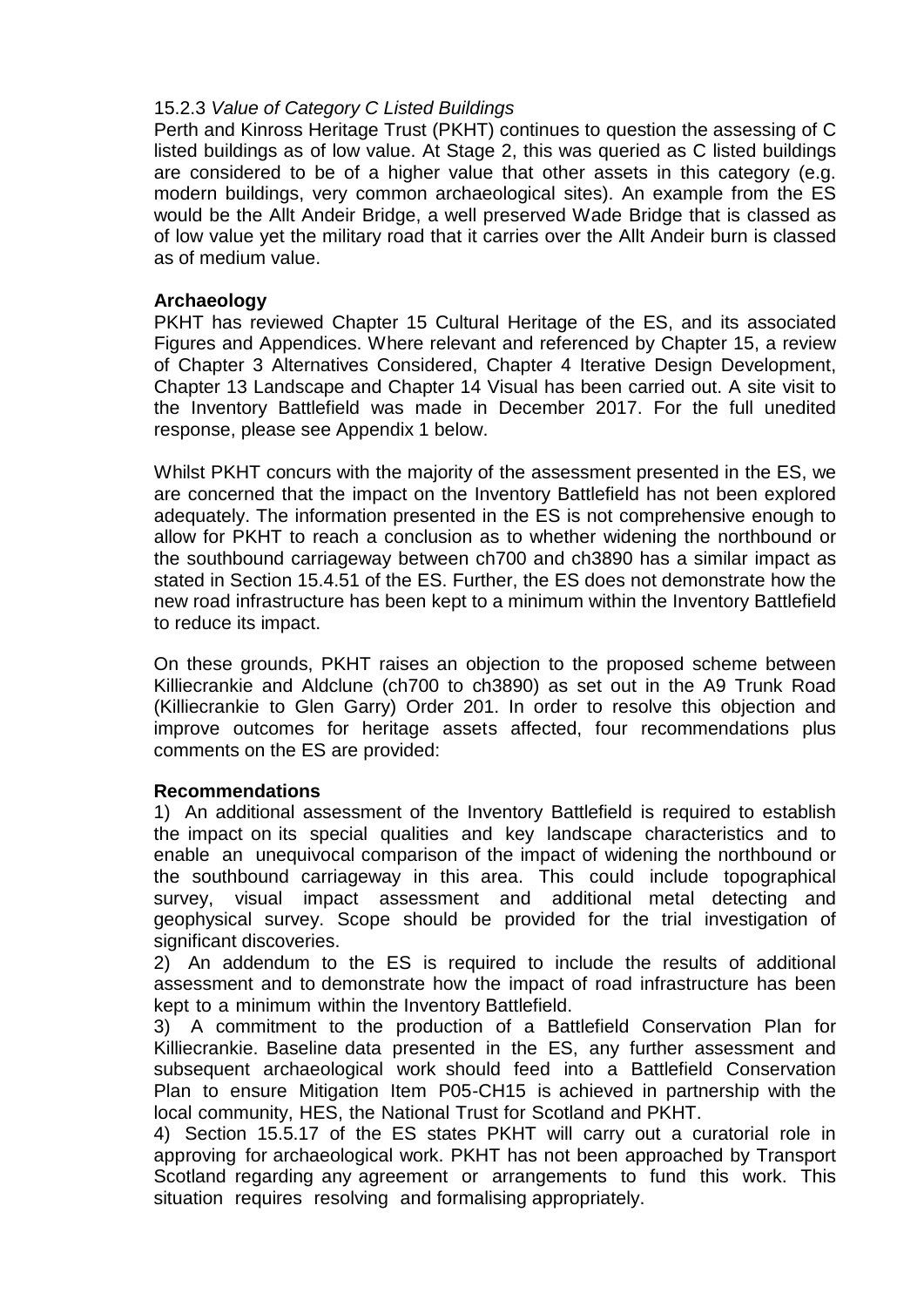15.2.3 *Value of Category C Listed Buildings*

Perth and Kinross Heritage Trust (PKHT) continues to question the assessing of C listed buildings as of low value. At Stage 2, this was queried as C listed buildings are considered to be of a higher value that other assets in this category (e.g. modern buildings, very common archaeological sites). An example from the ES would be the Allt Andeir Bridge, a well preserved Wade Bridge that is classed as of low value yet the military road that it carries over the Allt Andeir burn is classed as of medium value.

**Archaeology**

PKHT has reviewed Chapter 15 Cultural Heritage of the ES, and its associated Figures and Appendices. Where relevant and referenced by Chapter 15, a review of Chapter 3 Alternatives Considered, Chapter 4 Iterative Design Development, Chapter 13 Landscape and Chapter 14 Visual has been carried out. A site visit to the Inventory Battlefield was made in December 2017. For the full unedited response, please see Appendix 1 below.

Whilst PKHT concurs with the majority of the assessment presented in the ES, we are concerned that the impact on the Inventory Battlefield has not been explored adequately. The information presented in the ES is not comprehensive enough to allow for PKHT to reach a conclusion as to whether widening the northbound or the southbound carriageway between ch700 and ch3890 has a similar impact as stated in Section 15.4.51 of the ES. Further, the ES does not demonstrate how the new road infrastructure has been kept to a minimum within the Inventory Battlefield to reduce its impact.

On these grounds, PKHT raises an objection to the proposed scheme between Killiecrankie and Aldclune (ch700 to ch3890) as set out in the A9 Trunk Road (Killiecrankie to Glen Garry) Order 201. In order to resolve this objection and improve outcomes for heritage assets affected, four recommendations plus comments on the ES are provided:

**Recommendations**

1) An additional assessment of the Inventory Battlefield is required to establish the impact on its special qualities and key landscape characteristics and to enable an unequivocal comparison of the impact of widening the northbound or the southbound carriageway in this area. This could include topographical survey, visual impact assessment and additional metal detecting and geophysical survey. Scope should be provided for the trial investigation of significant discoveries.
2) An addendum to the ES is required to include the results of additional assessment and to demonstrate how the impact of road infrastructure has been kept to a minimum within the Inventory Battlefield.
3) A commitment to the production of a Battlefield Conservation Plan for Killiecrankie. Baseline data presented in the ES, any further assessment and subsequent archaeological work should feed into a Battlefield Conservation Plan to ensure Mitigation Item P05-CH15 is achieved in partnership with the local community, HES, the National Trust for Scotland and PKHT.
4) Section 15.5.17 of the ES states PKHT will carry out a curatorial role in approving for archaeological work. PKHT has not been approached by Transport Scotland regarding any agreement or arrangements to fund this work. This situation requires resolving and formalising appropriately.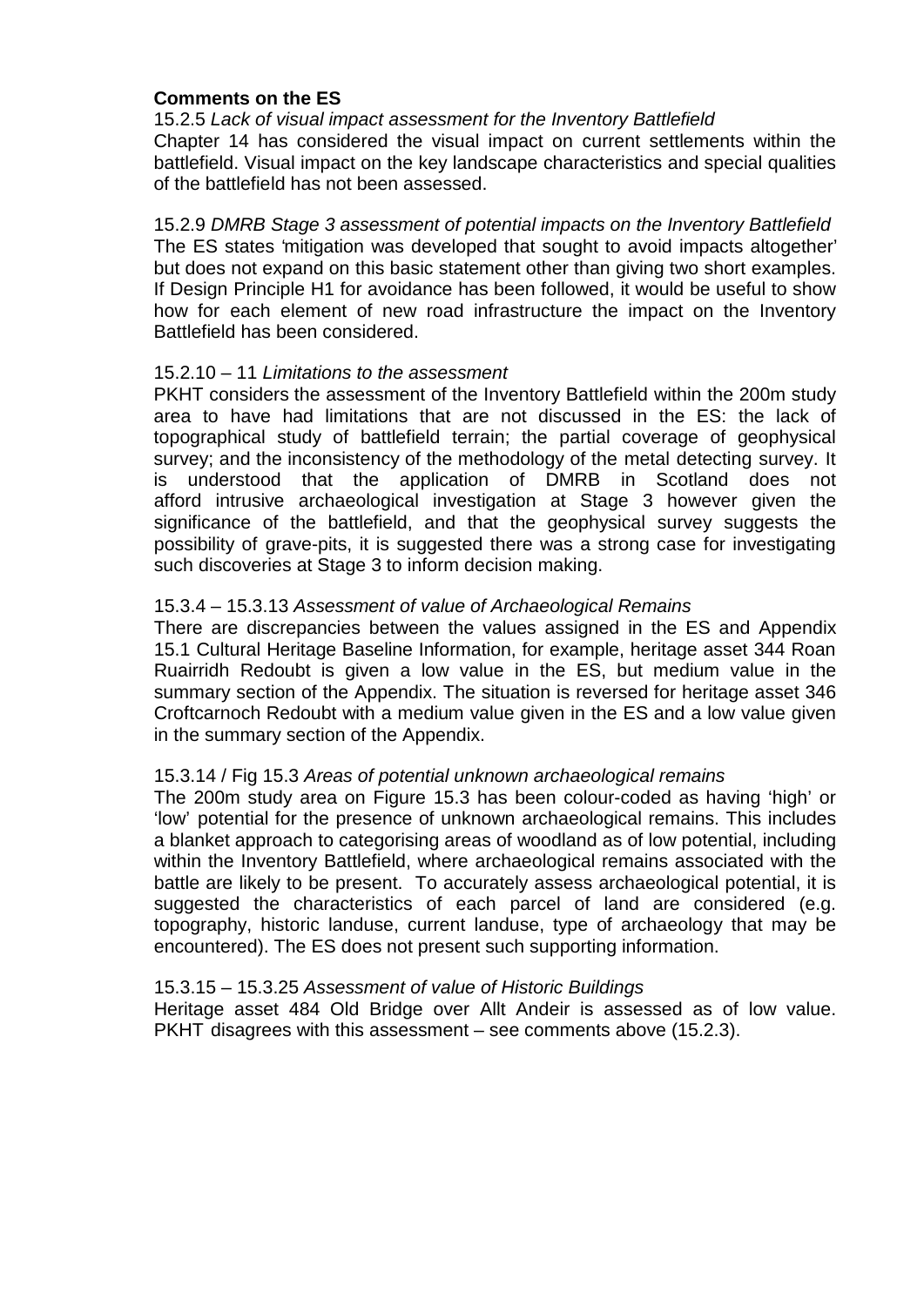**Comments on the ES**

15.2.5 *Lack of visual impact assessment for the Inventory Battlefield*
Chapter 14 has considered the visual impact on current settlements within the battlefield. Visual impact on the key landscape characteristics and special qualities of the battlefield has not been assessed.

15.2.9 *DMRB Stage 3 assessment of potential impacts on the Inventory Battlefield*
The ES states 'mitigation was developed that sought to avoid impacts altogether' but does not expand on this basic statement other than giving two short examples. If Design Principle H1 for avoidance has been followed, it would be useful to show how for each element of new road infrastructure the impact on the Inventory Battlefield has been considered.

15.2.10 – 11 *Limitations to the assessment*
PKHT considers the assessment of the Inventory Battlefield within the 200m study area to have had limitations that are not discussed in the ES: the lack of topographical study of battlefield terrain; the partial coverage of geophysical survey; and the inconsistency of the methodology of the metal detecting survey. It is understood that the application of DMRB in Scotland does not afford intrusive archaeological investigation at Stage 3 however given the significance of the battlefield, and that the geophysical survey suggests the possibility of grave-pits, it is suggested there was a strong case for investigating such discoveries at Stage 3 to inform decision making.

15.3.4 – 15.3.13 *Assessment of value of Archaeological Remains*
There are discrepancies between the values assigned in the ES and Appendix 15.1 Cultural Heritage Baseline Information, for example, heritage asset 344 Roan Ruairridh Redoubt is given a low value in the ES, but medium value in the summary section of the Appendix. The situation is reversed for heritage asset 346 Croftcarnoch Redoubt with a medium value given in the ES and a low value given in the summary section of the Appendix.

15.3.14 / Fig 15.3 *Areas of potential unknown archaeological remains*
The 200m study area on Figure 15.3 has been colour-coded as having 'high' or 'low' potential for the presence of unknown archaeological remains. This includes a blanket approach to categorising areas of woodland as of low potential, including within the Inventory Battlefield, where archaeological remains associated with the battle are likely to be present. To accurately assess archaeological potential, it is suggested the characteristics of each parcel of land are considered (e.g. topography, historic landuse, current landuse, type of archaeology that may be encountered). The ES does not present such supporting information.

15.3.15 – 15.3.25 *Assessment of value of Historic Buildings*
Heritage asset 484 Old Bridge over Allt Andeir is assessed as of low value. PKHT disagrees with this assessment – see comments above (15.2.3).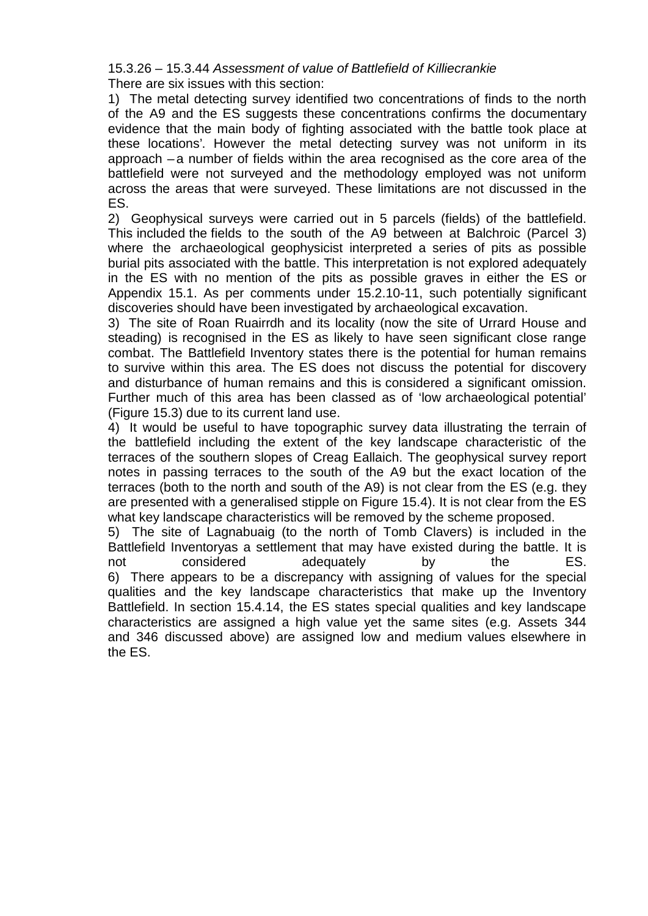15.3.26 – 15.3.44 *Assessment of value of Battlefield of Killiecrankie*

There are six issues with this section:

1) The metal detecting survey identified two concentrations of finds to the north of the A9 and the ES suggests these concentrations confirms 'the documentary evidence that the main body of fighting associated with the battle took place at these locations'. However the metal detecting survey was not uniform in its approach – a number of fields within the area recognised as the core area of the battlefield were not surveyed and the methodology employed was not uniform across the areas that were surveyed. These limitations are not discussed in the ES.

2) Geophysical surveys were carried out in 5 parcels (fields) of the battlefield. This included the fields to the south of the A9 between at Balchroic (Parcel 3) where the archaeological geophysicist interpreted a series of pits as possible burial pits associated with the battle. This interpretation is not explored adequately in the ES with no mention of the pits as possible graves in either the ES or Appendix 15.1. As per comments under 15.2.10-11, such potentially significant discoveries should have been investigated by archaeological excavation.

3) The site of Roan Ruairrdh and its locality (now the site of Urrard House and steading) is recognised in the ES as likely to have seen significant close range combat. The Battlefield Inventory states there is the potential for human remains to survive within this area. The ES does not discuss the potential for discovery and disturbance of human remains and this is considered a significant omission. Further much of this area has been classed as of 'low archaeological potential' (Figure 15.3) due to its current land use.

4) It would be useful to have topographic survey data illustrating the terrain of the battlefield including the extent of the key landscape characteristic of the terraces of the southern slopes of Creag Eallaich. The geophysical survey report notes in passing terraces to the south of the A9 but the exact location of the terraces (both to the north and south of the A9) is not clear from the ES (e.g. they are presented with a generalised stipple on Figure 15.4). It is not clear from the ES what key landscape characteristics will be removed by the scheme proposed.

5) The site of Lagnabuaig (to the north of Tomb Clavers) is included in the Battlefield Inventoryas a settlement that may have existed during the battle. It is not considered adequately by the ES.

6) There appears to be a discrepancy with assigning of values for the special qualities and the key landscape characteristics that make up the Inventory Battlefield. In section 15.4.14, the ES states special qualities and key landscape characteristics are assigned a high value yet the same sites (e.g. Assets 344 and 346 discussed above) are assigned low and medium values elsewhere in the ES.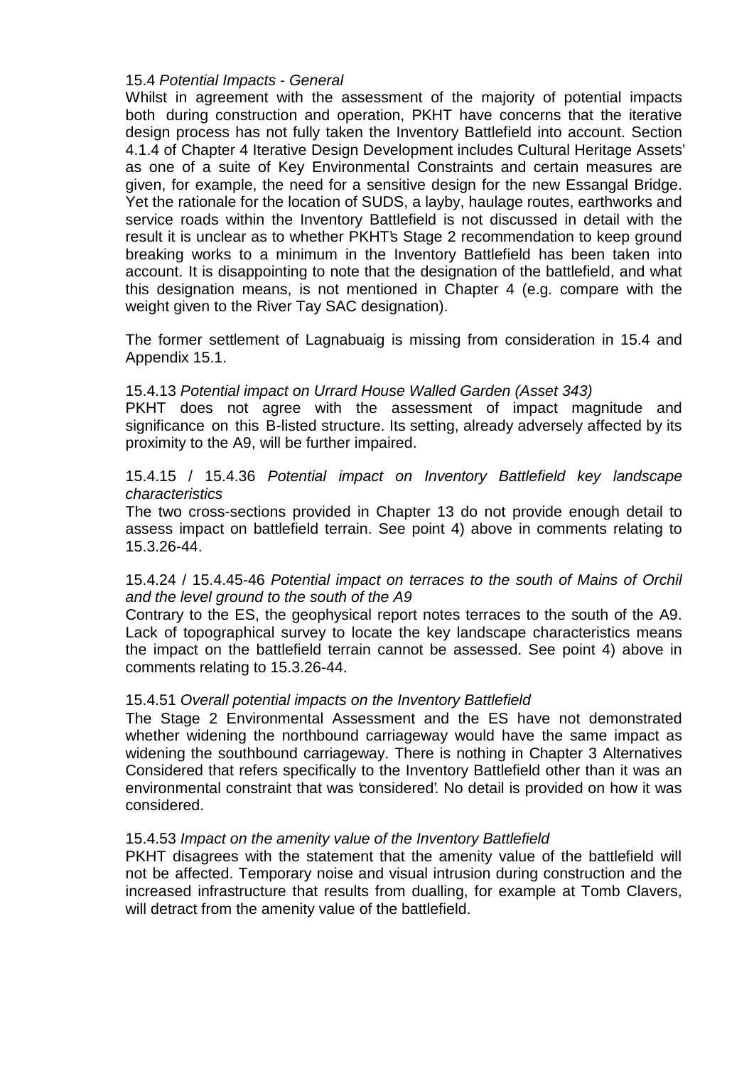15.4 *Potential Impacts - General*

Whilst in agreement with the assessment of the majority of potential impacts both during construction and operation, PKHT have concerns that the iterative design process has not fully taken the Inventory Battlefield into account. Section 4.1.4 of Chapter 4 Iterative Design Development includes 'Cultural Heritage Assets' as one of a suite of Key Environmental Constraints and certain measures are given, for example, the need for a sensitive design for the new Essangal Bridge. Yet the rationale for the location of SUDS, a layby, haulage routes, earthworks and service roads within the Inventory Battlefield is not discussed in detail with the result it is unclear as to whether PKHT's Stage 2 recommendation to keep ground breaking works to a minimum in the Inventory Battlefield has been taken into account. It is disappointing to note that the designation of the battlefield, and what this designation means, is not mentioned in Chapter 4 (e.g. compare with the weight given to the River Tay SAC designation).

The former settlement of Lagnabuaig is missing from consideration in 15.4 and Appendix 15.1.

15.4.13 *Potential impact on Urrard House Walled Garden (Asset 343)*

PKHT does not agree with the assessment of impact magnitude and significance on this B-listed structure. Its setting, already adversely affected by its proximity to the A9, will be further impaired.

15.4.15 / 15.4.36 *Potential impact on Inventory Battlefield key landscape characteristics*

The two cross-sections provided in Chapter 13 do not provide enough detail to assess impact on battlefield terrain. See point 4) above in comments relating to 15.3.26-44.

15.4.24 / 15.4.45-46 *Potential impact on terraces to the south of Mains of Orchil and the level ground to the south of the A9*

Contrary to the ES, the geophysical report notes terraces to the south of the A9. Lack of topographical survey to locate the key landscape characteristics means the impact on the battlefield terrain cannot be assessed. See point 4) above in comments relating to 15.3.26-44.

15.4.51 *Overall potential impacts on the Inventory Battlefield*

The Stage 2 Environmental Assessment and the ES have not demonstrated whether widening the northbound carriageway would have the same impact as widening the southbound carriageway. There is nothing in Chapter 3 Alternatives Considered that refers specifically to the Inventory Battlefield other than it was an environmental constraint that was 'considered'. No detail is provided on how it was considered.

15.4.53 *Impact on the amenity value of the Inventory Battlefield*

PKHT disagrees with the statement that the amenity value of the battlefield will not be affected. Temporary noise and visual intrusion during construction and the increased infrastructure that results from dualling, for example at Tomb Clavers, will detract from the amenity value of the battlefield.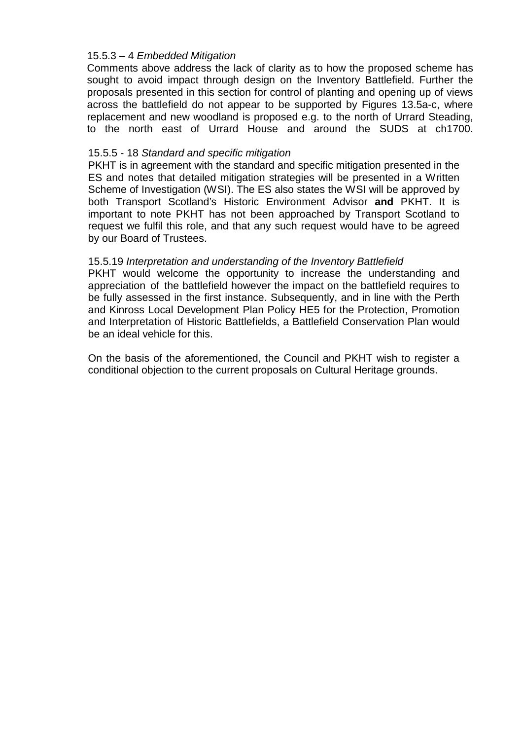15.5.3 – 4 *Embedded Mitigation*

Comments above address the lack of clarity as to how the proposed scheme has sought to avoid impact through design on the Inventory Battlefield. Further the proposals presented in this section for control of planting and opening up of views across the battlefield do not appear to be supported by Figures 13.5a-c, where replacement and new woodland is proposed e.g. to the north of Urrard Steading, to the north east of Urrard House and around the SUDS at ch1700.

15.5.5 - 18 *Standard and specific mitigation*

PKHT is in agreement with the standard and specific mitigation presented in the ES and notes that detailed mitigation strategies will be presented in a Written Scheme of Investigation (WSI). The ES also states the WSI will be approved by both Transport Scotland's Historic Environment Advisor **and** PKHT. It is important to note PKHT has not been approached by Transport Scotland to request we fulfil this role, and that any such request would have to be agreed by our Board of Trustees.

15.5.19 *Interpretation and understanding of the Inventory Battlefield*

PKHT would welcome the opportunity to increase the understanding and appreciation of the battlefield however the impact on the battlefield requires to be fully assessed in the first instance. Subsequently, and in line with the Perth and Kinross Local Development Plan Policy HE5 for the Protection, Promotion and Interpretation of Historic Battlefields, a Battlefield Conservation Plan would be an ideal vehicle for this.

On the basis of the aforementioned, the Council and PKHT wish to register a conditional objection to the current proposals on Cultural Heritage grounds.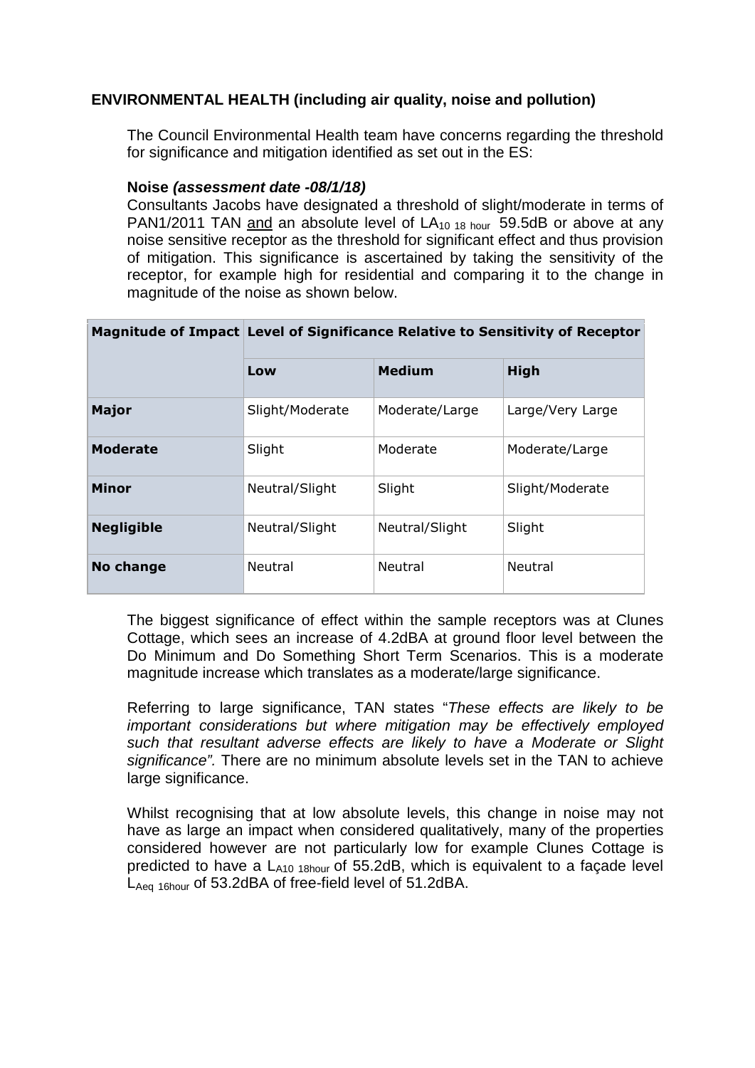**ENVIRONMENTAL HEALTH (including air quality, noise and pollution)**

The Council Environmental Health team have concerns regarding the threshold for significance and mitigation identified as set out in the ES:

**Noise *(assessment date -08/1/18)***

Consultants Jacobs have designated a threshold of slight/moderate in terms of PAN1/2011 TAN and an absolute level of $LA_{10\ 18\ hour}$ 59.5dB or above at any noise sensitive receptor as the threshold for significant effect and thus provision of mitigation. This significance is ascertained by taking the sensitivity of the receptor, for example high for residential and comparing it to the change in magnitude of the noise as shown below.

| Magnitude of Impact | Level of Significance Relative to Sensitivity of Receptor | | |
|---|---|---|---|
| | **Low** | **Medium** | **High** |
| **Major** | Slight/Moderate | Moderate/Large | Large/Very Large |
| **Moderate** | Slight | Moderate | Moderate/Large |
| **Minor** | Neutral/Slight | Slight | Slight/Moderate |
| **Negligible** | Neutral/Slight | Neutral/Slight | Slight |
| **No change** | Neutral | Neutral | Neutral |

The biggest significance of effect within the sample receptors was at Clunes Cottage, which sees an increase of 4.2dBA at ground floor level between the Do Minimum and Do Something Short Term Scenarios. This is a moderate magnitude increase which translates as a moderate/large significance.

Referring to large significance, TAN states "*These effects are likely to be important considerations but where mitigation may be effectively employed such that resultant adverse effects are likely to have a Moderate or Slight significance".* There are no minimum absolute levels set in the TAN to achieve large significance.

Whilst recognising that at low absolute levels, this change in noise may not have as large an impact when considered qualitatively, many of the properties considered however are not particularly low for example Clunes Cottage is predicted to have a $L_{A10\ 18hour}$ of 55.2dB, which is equivalent to a façade level $L_{Aeq\ 16hour}$ of 53.2dBA of free-field level of 51.2dBA.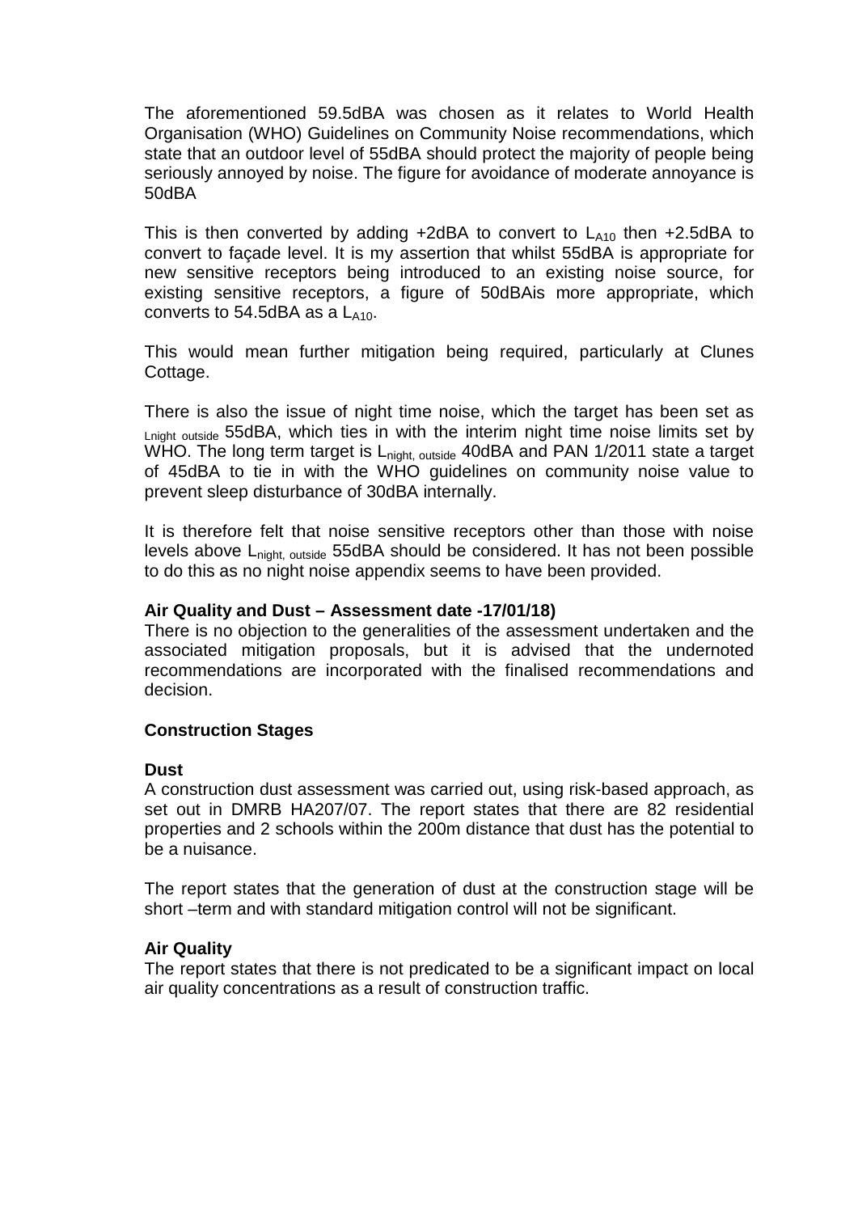The aforementioned 59.5dBA was chosen as it relates to World Health Organisation (WHO) Guidelines on Community Noise recommendations, which state that an outdoor level of 55dBA should protect the majority of people being seriously annoyed by noise. The figure for avoidance of moderate annoyance is 50dBA

This is then converted by adding +2dBA to convert to $L_{A10}$ then +2.5dBA to convert to façade level. It is my assertion that whilst 55dBA is appropriate for new sensitive receptors being introduced to an existing noise source, for existing sensitive receptors, a figure of 50dBAis more appropriate, which converts to 54.5dBA as a $L_{A10}$.

This would mean further mitigation being required, particularly at Clunes Cottage.

There is also the issue of night time noise, which the target has been set as $_{Lnight\ outside}$ 55dBA, which ties in with the interim night time noise limits set by WHO. The long term target is $L_{night,\ outside}$ 40dBA and PAN 1/2011 state a target of 45dBA to tie in with the WHO guidelines on community noise value to prevent sleep disturbance of 30dBA internally.

It is therefore felt that noise sensitive receptors other than those with noise levels above $L_{night,\ outside}$ 55dBA should be considered. It has not been possible to do this as no night noise appendix seems to have been provided.

**Air Quality and Dust – Assessment date -17/01/18)**

There is no objection to the generalities of the assessment undertaken and the associated mitigation proposals, but it is advised that the undernoted recommendations are incorporated with the finalised recommendations and decision.

**Construction Stages**

**Dust**

A construction dust assessment was carried out, using risk-based approach, as set out in DMRB HA207/07. The report states that there are 82 residential properties and 2 schools within the 200m distance that dust has the potential to be a nuisance.

The report states that the generation of dust at the construction stage will be short –term and with standard mitigation control will not be significant.

**Air Quality**

The report states that there is not predicated to be a significant impact on local air quality concentrations as a result of construction traffic.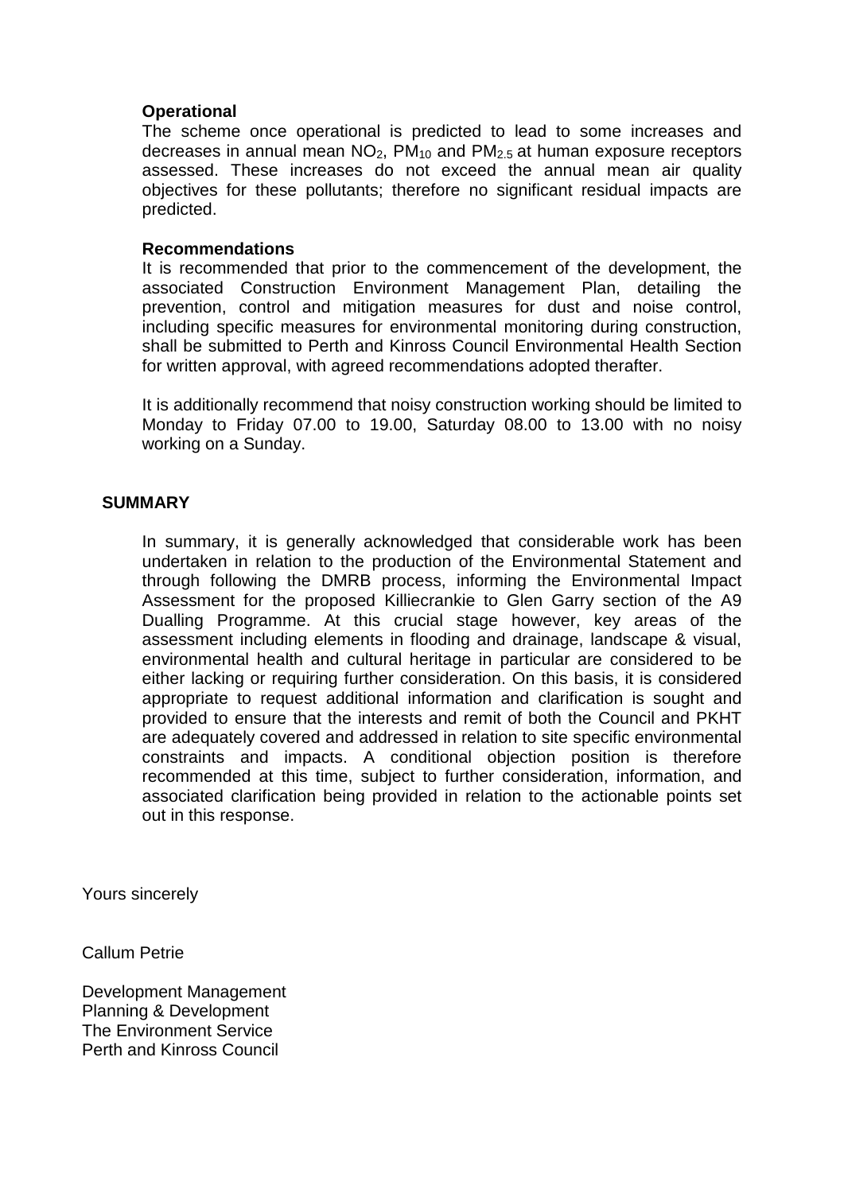**Operational**

The scheme once operational is predicted to lead to some increases and decreases in annual mean $NO_2$, $PM_{10}$ and $PM_{2.5}$ at human exposure receptors assessed. These increases do not exceed the annual mean air quality objectives for these pollutants; therefore no significant residual impacts are predicted.

**Recommendations**

It is recommended that prior to the commencement of the development, the associated Construction Environment Management Plan, detailing the prevention, control and mitigation measures for dust and noise control, including specific measures for environmental monitoring during construction, shall be submitted to Perth and Kinross Council Environmental Health Section for written approval, with agreed recommendations adopted therafter.

It is additionally recommend that noisy construction working should be limited to Monday to Friday 07.00 to 19.00, Saturday 08.00 to 13.00 with no noisy working on a Sunday.

**SUMMARY**

In summary, it is generally acknowledged that considerable work has been undertaken in relation to the production of the Environmental Statement and through following the DMRB process, informing the Environmental Impact Assessment for the proposed Killiecrankie to Glen Garry section of the A9 Dualling Programme. At this crucial stage however, key areas of the assessment including elements in flooding and drainage, landscape & visual, environmental health and cultural heritage in particular are considered to be either lacking or requiring further consideration. On this basis, it is considered appropriate to request additional information and clarification is sought and provided to ensure that the interests and remit of both the Council and PKHT are adequately covered and addressed in relation to site specific environmental constraints and impacts. A conditional objection position is therefore recommended at this time, subject to further consideration, information, and associated clarification being provided in relation to the actionable points set out in this response.

Yours sincerely

Callum Petrie

Development Management
Planning & Development
The Environment Service
Perth and Kinross Council